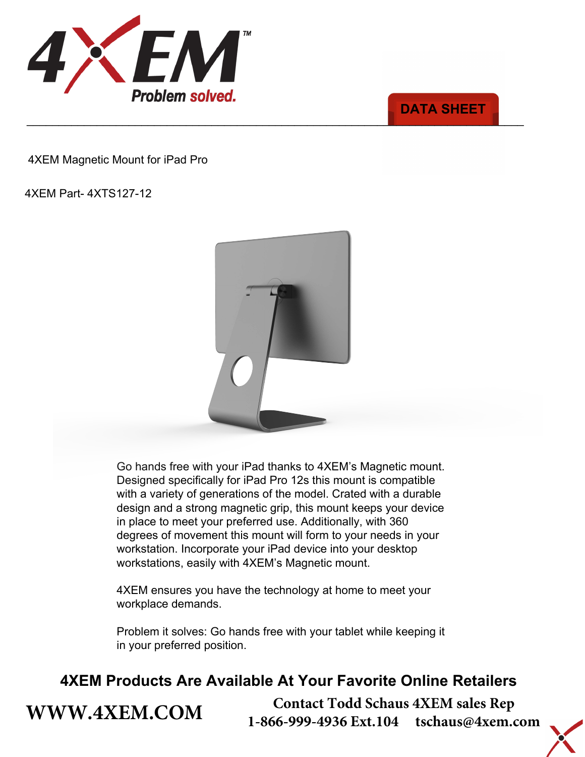4XEM™ Problem solved.

DATA SHEET

4XEM Magnetic Mount for iPad Pro

4XEM Part- 4XTS127-12

Go hands free with your iPad thanks to 4XEM's Magnetic mount. Designed specifically for iPad Pro 12s this mount is compatible with a variety of generations of the model. Crated with a durable design and a strong magnetic grip, this mount keeps your device in place to meet your preferred use. Additionally, with 360 degrees of movement this mount will form to your needs in your workstation. Incorporate your iPad device into your desktop workstations, easily with 4XEM's Magnetic mount.

4XEM ensures you have the technology at home to meet your workplace demands.

Problem it solves: Go hands free with your tablet while keeping it in your preferred position.

**4XEM Products Are Available At Your Favorite Online Retailers**

**WWW.4XEM.COM**

**Contact Todd Schaus 4XEM sales Rep**
**1-866-999-4936 Ext.104 tschaus@4xem.com**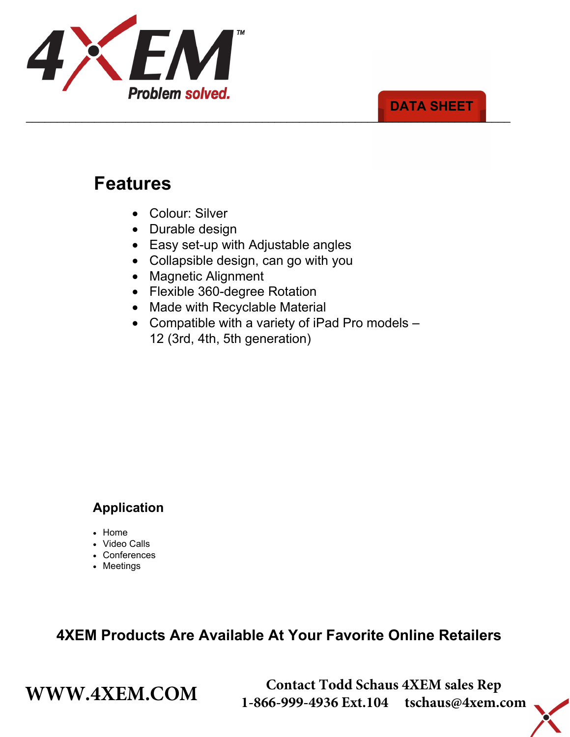4XEM™

Problem solved.

DATA SHEET

## Features

- Colour: Silver
- Durable design
- Easy set-up with Adjustable angles
- Collapsible design, can go with you
- Magnetic Alignment
- Flexible 360-degree Rotation
- Made with Recyclable Material
- Compatible with a variety of iPad Pro models – 12 (3rd, 4th, 5th generation)

### Application

- Home
- Video Calls
- Conferences
- Meetings

**4XEM Products Are Available At Your Favorite Online Retailers**

**WWW.4XEM.COM**

**Contact Todd Schaus 4XEM sales Rep**
**1-866-999-4936 Ext.104 tschaus@4xem.com**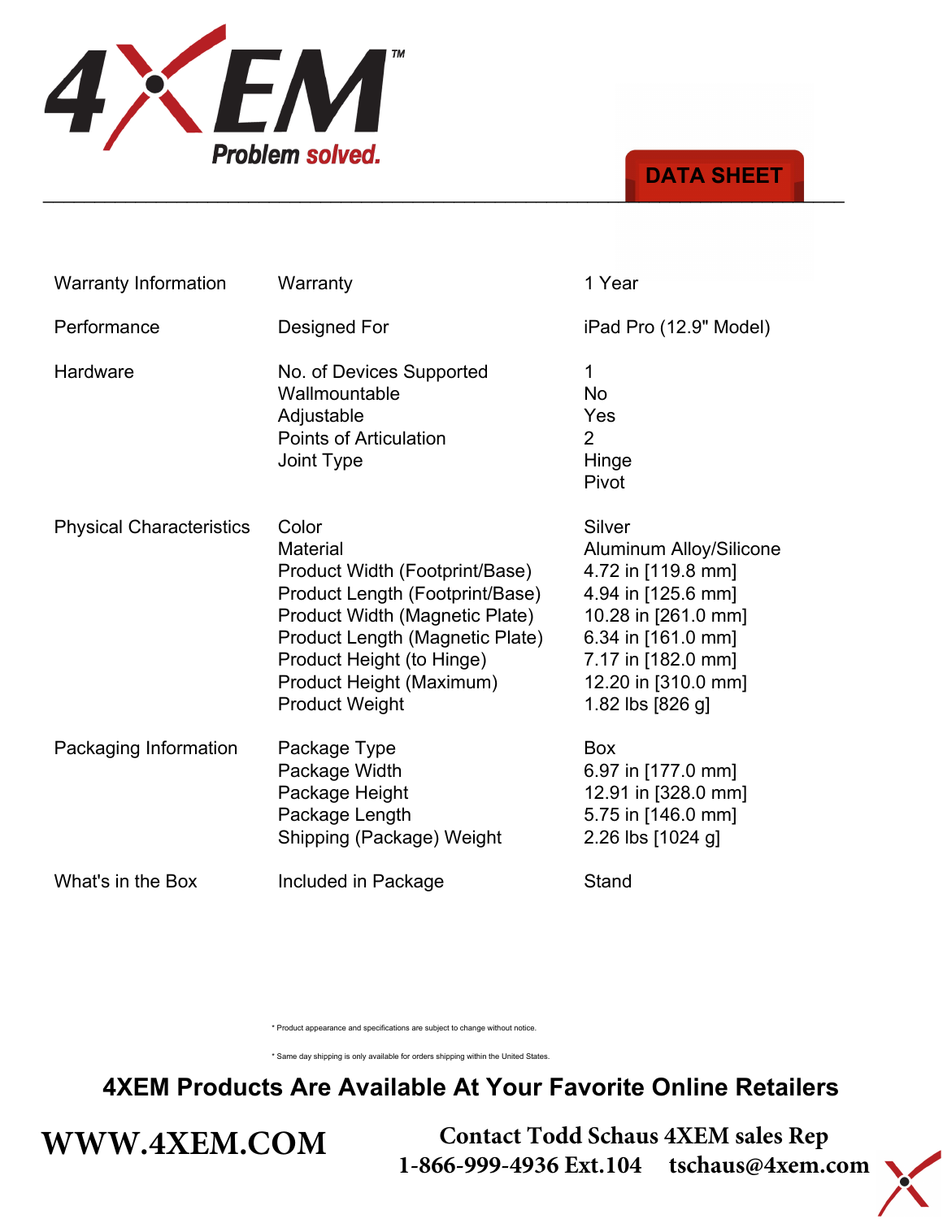DATA SHEET

| | | |
|---|---|---|
| Warranty Information | Warranty | 1 Year |
| Performance | Designed For | iPad Pro (12.9" Model) |
| Hardware | No. of Devices Supported | 1 |
| | Wallmountable | No |
| | Adjustable | Yes |
| | Points of Articulation | 2 |
| | Joint Type | Hinge<br>Pivot |
| Physical Characteristics | Color | Silver |
| | Material | Aluminum Alloy/Silicone |
| | Product Width (Footprint/Base) | 4.72 in [119.8 mm] |
| | Product Length (Footprint/Base) | 4.94 in [125.6 mm] |
| | Product Width (Magnetic Plate) | 10.28 in [261.0 mm] |
| | Product Length (Magnetic Plate) | 6.34 in [161.0 mm] |
| | Product Height (to Hinge) | 7.17 in [182.0 mm] |
| | Product Height (Maximum) | 12.20 in [310.0 mm] |
| | Product Weight | 1.82 lbs [826 g] |
| Packaging Information | Package Type | Box |
| | Package Width | 6.97 in [177.0 mm] |
| | Package Height | 12.91 in [328.0 mm] |
| | Package Length | 5.75 in [146.0 mm] |
| | Shipping (Package) Weight | 2.26 lbs [1024 g] |
| What's in the Box | Included in Package | Stand |

* Product appearance and specifications are subject to change without notice.

* Same day shipping is only available for orders shipping within the United States.

**4XEM Products Are Available At Your Favorite Online Retailers**

**WWW.4XEM.COM**

**Contact Todd Schaus 4XEM sales Rep**
**1-866-999-4936 Ext.104 tschaus@4xem.com**